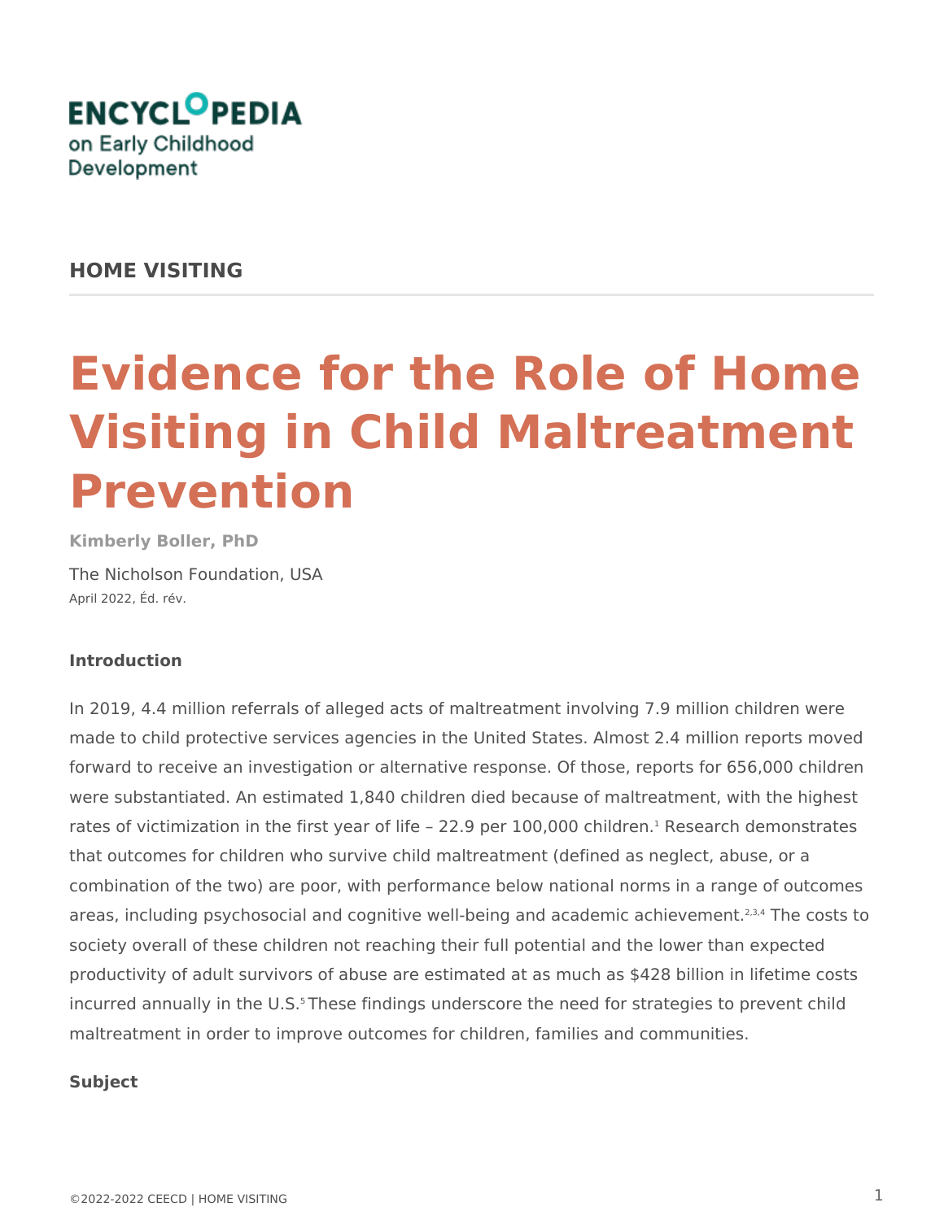ENCYCLOPEDIA on Early Childhood Development

## HOME VISITING

# Evidence for the Role of Home Visiting in Child Maltreatment Prevention

**Kimberly Boller, PhD**

The Nicholson Foundation, USA

April 2022, Éd. rév.

### Introduction

In 2019, 4.4 million referrals of alleged acts of maltreatment involving 7.9 million children were made to child protective services agencies in the United States. Almost 2.4 million reports moved forward to receive an investigation or alternative response. Of those, reports for 656,000 children were substantiated. An estimated 1,840 children died because of maltreatment, with the highest rates of victimization in the first year of life – 22.9 per 100,000 children.[1] Research demonstrates that outcomes for children who survive child maltreatment (defined as neglect, abuse, or a combination of the two) are poor, with performance below national norms in a range of outcomes areas, including psychosocial and cognitive well-being and academic achievement.[2,3,4] The costs to society overall of these children not reaching their full potential and the lower than expected productivity of adult survivors of abuse are estimated at as much as $428 billion in lifetime costs incurred annually in the U.S.[5] These findings underscore the need for strategies to prevent child maltreatment in order to improve outcomes for children, families and communities.

### Subject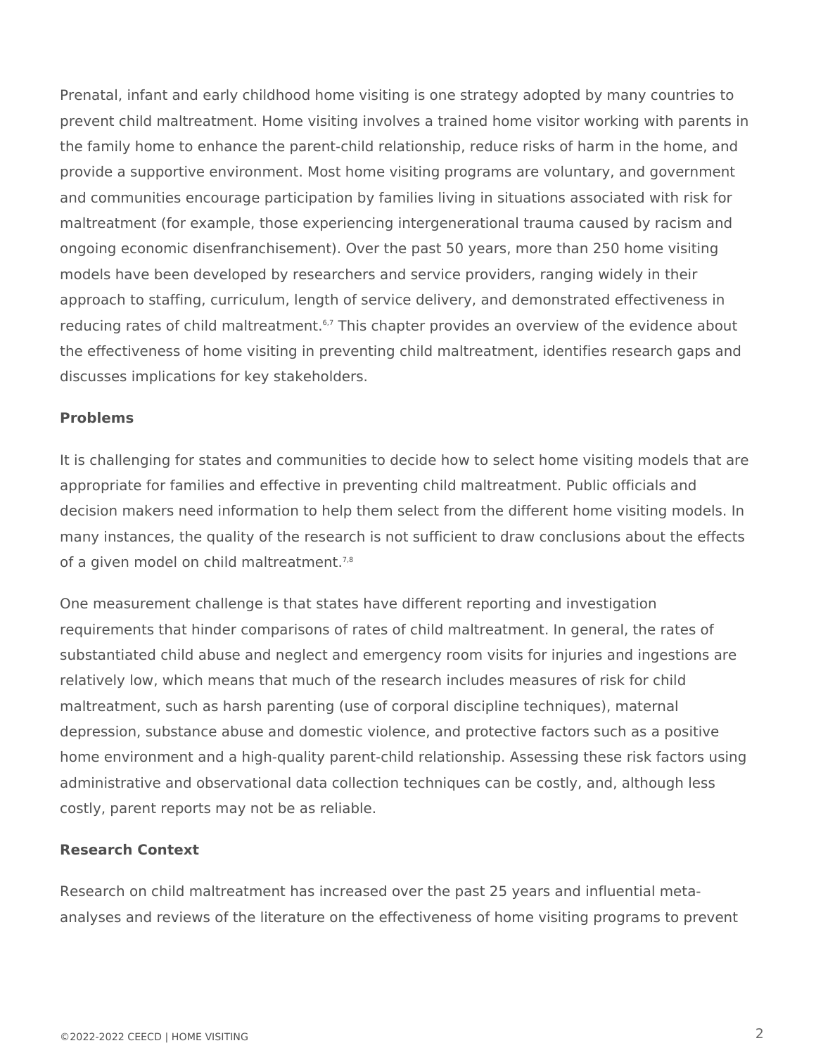Prenatal, infant and early childhood home visiting is one strategy adopted by many countries to prevent child maltreatment. Home visiting involves a trained home visitor working with parents in the family home to enhance the parent-child relationship, reduce risks of harm in the home, and provide a supportive environment. Most home visiting programs are voluntary, and government and communities encourage participation by families living in situations associated with risk for maltreatment (for example, those experiencing intergenerational trauma caused by racism and ongoing economic disenfranchisement). Over the past 50 years, more than 250 home visiting models have been developed by researchers and service providers, ranging widely in their approach to staffing, curriculum, length of service delivery, and demonstrated effectiveness in reducing rates of child maltreatment.[6,7] This chapter provides an overview of the evidence about the effectiveness of home visiting in preventing child maltreatment, identifies research gaps and discusses implications for key stakeholders.

**Problems**

It is challenging for states and communities to decide how to select home visiting models that are appropriate for families and effective in preventing child maltreatment. Public officials and decision makers need information to help them select from the different home visiting models. In many instances, the quality of the research is not sufficient to draw conclusions about the effects of a given model on child maltreatment.[7,8]

One measurement challenge is that states have different reporting and investigation requirements that hinder comparisons of rates of child maltreatment. In general, the rates of substantiated child abuse and neglect and emergency room visits for injuries and ingestions are relatively low, which means that much of the research includes measures of risk for child maltreatment, such as harsh parenting (use of corporal discipline techniques), maternal depression, substance abuse and domestic violence, and protective factors such as a positive home environment and a high-quality parent-child relationship. Assessing these risk factors using administrative and observational data collection techniques can be costly, and, although less costly, parent reports may not be as reliable.

**Research Context**

Research on child maltreatment has increased over the past 25 years and influential meta-analyses and reviews of the literature on the effectiveness of home visiting programs to prevent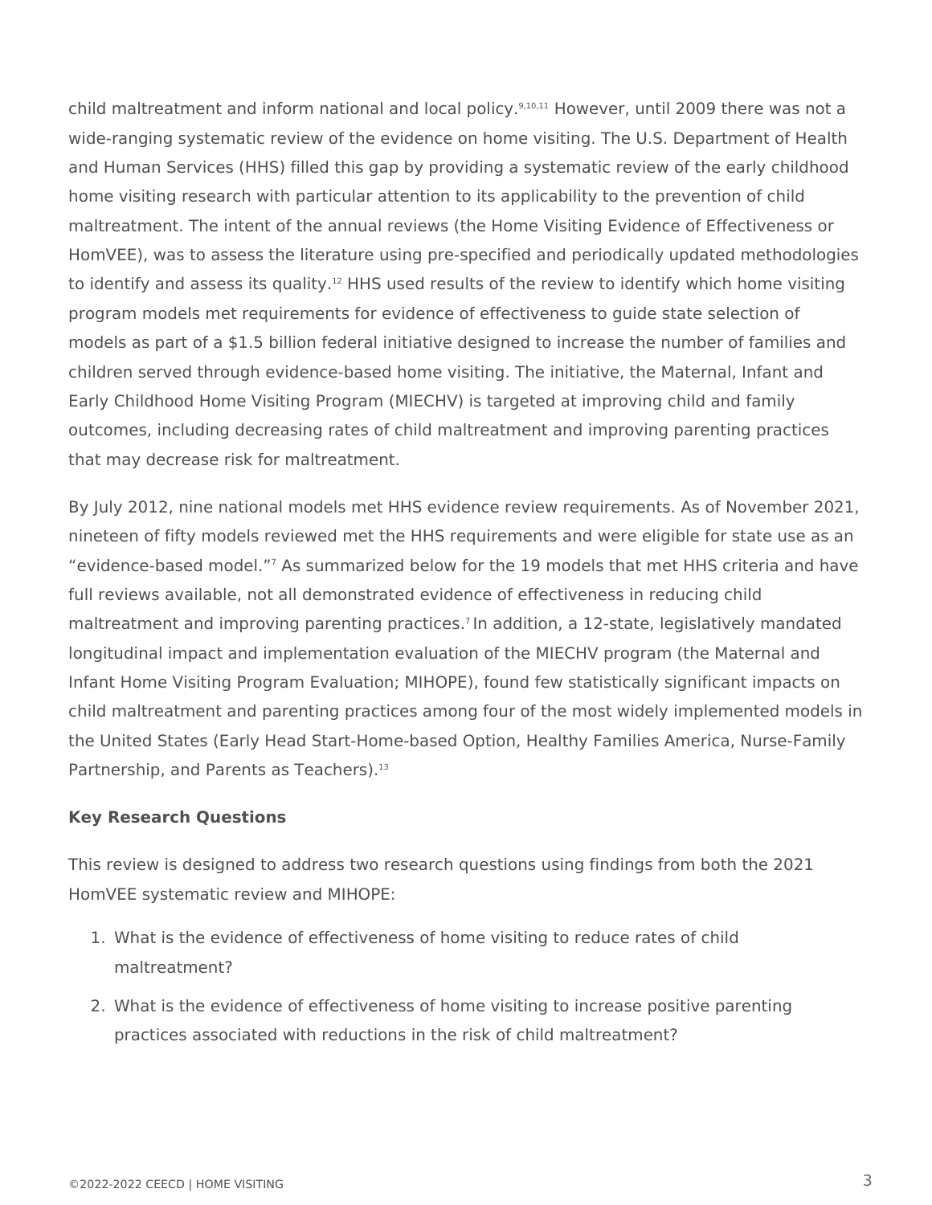child maltreatment and inform national and local policy.[9,10,11] However, until 2009 there was not a wide-ranging systematic review of the evidence on home visiting. The U.S. Department of Health and Human Services (HHS) filled this gap by providing a systematic review of the early childhood home visiting research with particular attention to its applicability to the prevention of child maltreatment. The intent of the annual reviews (the Home Visiting Evidence of Effectiveness or HomVEE), was to assess the literature using pre-specified and periodically updated methodologies to identify and assess its quality.[12] HHS used results of the review to identify which home visiting program models met requirements for evidence of effectiveness to guide state selection of models as part of a $1.5 billion federal initiative designed to increase the number of families and children served through evidence-based home visiting. The initiative, the Maternal, Infant and Early Childhood Home Visiting Program (MIECHV) is targeted at improving child and family outcomes, including decreasing rates of child maltreatment and improving parenting practices that may decrease risk for maltreatment.

By July 2012, nine national models met HHS evidence review requirements. As of November 2021, nineteen of fifty models reviewed met the HHS requirements and were eligible for state use as an "evidence-based model."[7] As summarized below for the 19 models that met HHS criteria and have full reviews available, not all demonstrated evidence of effectiveness in reducing child maltreatment and improving parenting practices.[7] In addition, a 12-state, legislatively mandated longitudinal impact and implementation evaluation of the MIECHV program (the Maternal and Infant Home Visiting Program Evaluation; MIHOPE), found few statistically significant impacts on child maltreatment and parenting practices among four of the most widely implemented models in the United States (Early Head Start-Home-based Option, Healthy Families America, Nurse-Family Partnership, and Parents as Teachers).[13]

**Key Research Questions**

This review is designed to address two research questions using findings from both the 2021 HomVEE systematic review and MIHOPE:

1. What is the evidence of effectiveness of home visiting to reduce rates of child maltreatment?
2. What is the evidence of effectiveness of home visiting to increase positive parenting practices associated with reductions in the risk of child maltreatment?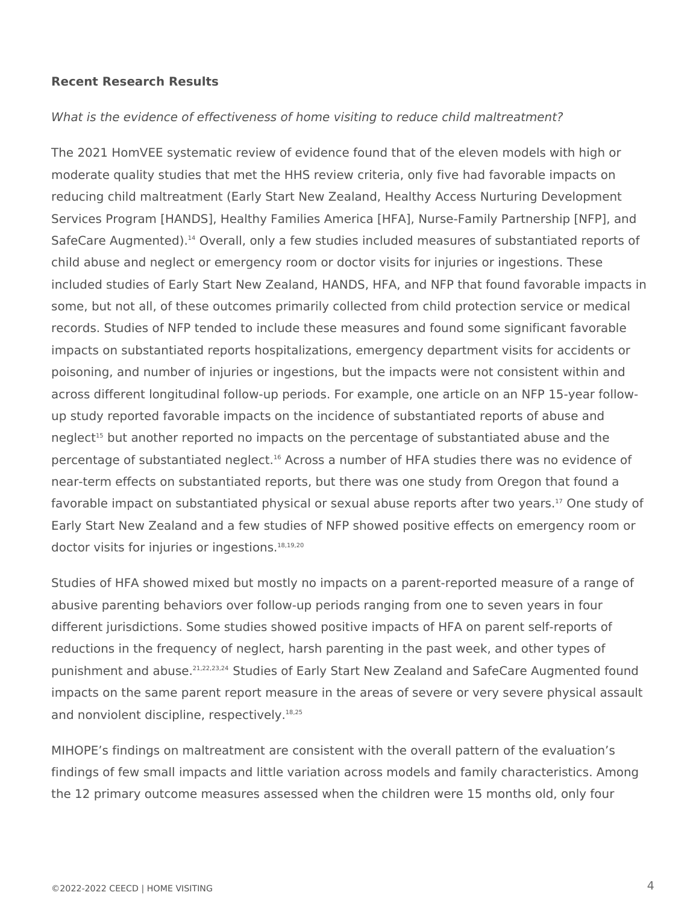**Recent Research Results**

*What is the evidence of effectiveness of home visiting to reduce child maltreatment?*

The 2021 HomVEE systematic review of evidence found that of the eleven models with high or moderate quality studies that met the HHS review criteria, only five had favorable impacts on reducing child maltreatment (Early Start New Zealand, Healthy Access Nurturing Development Services Program [HANDS], Healthy Families America [HFA], Nurse-Family Partnership [NFP], and SafeCare Augmented).[14] Overall, only a few studies included measures of substantiated reports of child abuse and neglect or emergency room or doctor visits for injuries or ingestions. These included studies of Early Start New Zealand, HANDS, HFA, and NFP that found favorable impacts in some, but not all, of these outcomes primarily collected from child protection service or medical records. Studies of NFP tended to include these measures and found some significant favorable impacts on substantiated reports hospitalizations, emergency department visits for accidents or poisoning, and number of injuries or ingestions, but the impacts were not consistent within and across different longitudinal follow-up periods. For example, one article on an NFP 15-year follow-up study reported favorable impacts on the incidence of substantiated reports of abuse and neglect[15] but another reported no impacts on the percentage of substantiated abuse and the percentage of substantiated neglect.[16] Across a number of HFA studies there was no evidence of near-term effects on substantiated reports, but there was one study from Oregon that found a favorable impact on substantiated physical or sexual abuse reports after two years.[17] One study of Early Start New Zealand and a few studies of NFP showed positive effects on emergency room or doctor visits for injuries or ingestions.[18,19,20]

Studies of HFA showed mixed but mostly no impacts on a parent-reported measure of a range of abusive parenting behaviors over follow-up periods ranging from one to seven years in four different jurisdictions. Some studies showed positive impacts of HFA on parent self-reports of reductions in the frequency of neglect, harsh parenting in the past week, and other types of punishment and abuse.[21,22,23,24] Studies of Early Start New Zealand and SafeCare Augmented found impacts on the same parent report measure in the areas of severe or very severe physical assault and nonviolent discipline, respectively.[18,25]

MIHOPE's findings on maltreatment are consistent with the overall pattern of the evaluation's findings of few small impacts and little variation across models and family characteristics. Among the 12 primary outcome measures assessed when the children were 15 months old, only four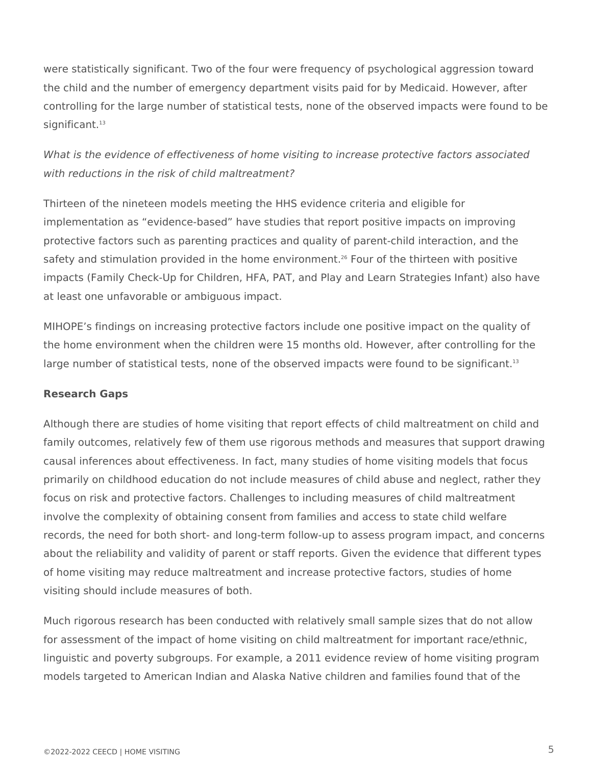were statistically significant. Two of the four were frequency of psychological aggression toward the child and the number of emergency department visits paid for by Medicaid. However, after controlling for the large number of statistical tests, none of the observed impacts were found to be significant.[13]

*What is the evidence of effectiveness of home visiting to increase protective factors associated with reductions in the risk of child maltreatment?*

Thirteen of the nineteen models meeting the HHS evidence criteria and eligible for implementation as “evidence-based” have studies that report positive impacts on improving protective factors such as parenting practices and quality of parent-child interaction, and the safety and stimulation provided in the home environment.[26] Four of the thirteen with positive impacts (Family Check-Up for Children, HFA, PAT, and Play and Learn Strategies Infant) also have at least one unfavorable or ambiguous impact.

MIHOPE’s findings on increasing protective factors include one positive impact on the quality of the home environment when the children were 15 months old. However, after controlling for the large number of statistical tests, none of the observed impacts were found to be significant.[13]

**Research Gaps**

Although there are studies of home visiting that report effects of child maltreatment on child and family outcomes, relatively few of them use rigorous methods and measures that support drawing causal inferences about effectiveness. In fact, many studies of home visiting models that focus primarily on childhood education do not include measures of child abuse and neglect, rather they focus on risk and protective factors. Challenges to including measures of child maltreatment involve the complexity of obtaining consent from families and access to state child welfare records, the need for both short- and long-term follow-up to assess program impact, and concerns about the reliability and validity of parent or staff reports. Given the evidence that different types of home visiting may reduce maltreatment and increase protective factors, studies of home visiting should include measures of both.

Much rigorous research has been conducted with relatively small sample sizes that do not allow for assessment of the impact of home visiting on child maltreatment for important race/ethnic, linguistic and poverty subgroups. For example, a 2011 evidence review of home visiting program models targeted to American Indian and Alaska Native children and families found that of the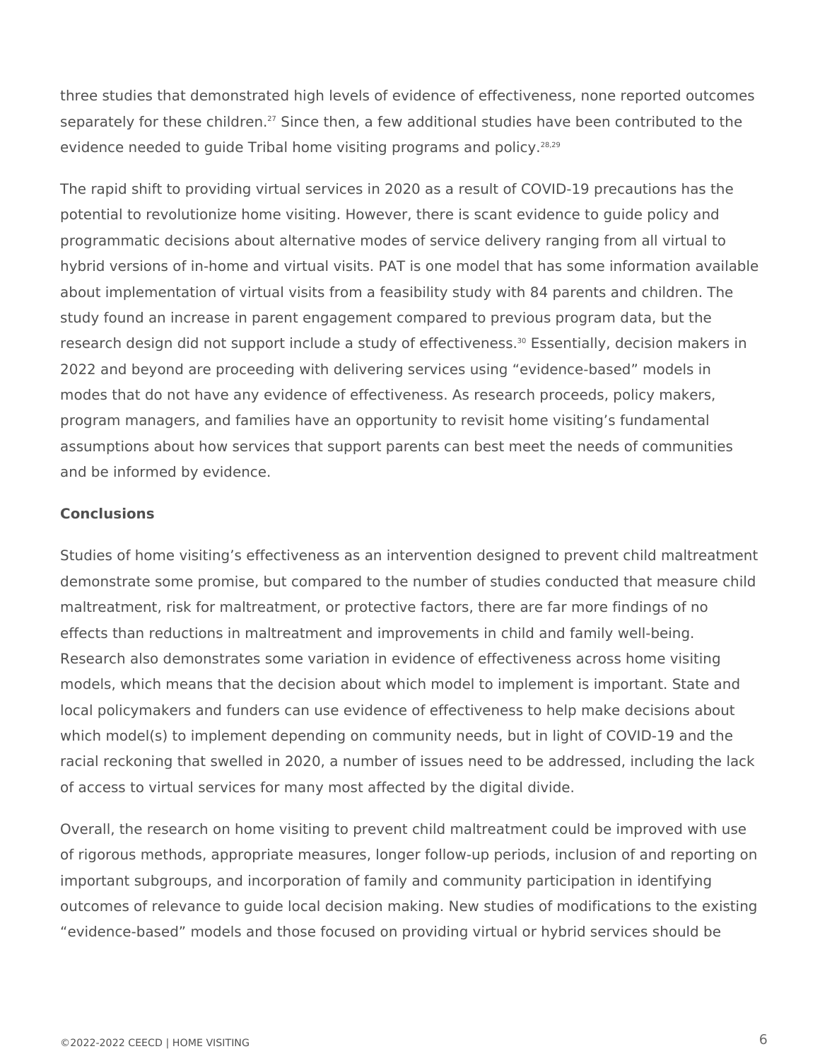three studies that demonstrated high levels of evidence of effectiveness, none reported outcomes separately for these children.[27] Since then, a few additional studies have been contributed to the evidence needed to guide Tribal home visiting programs and policy.[28,29]

The rapid shift to providing virtual services in 2020 as a result of COVID-19 precautions has the potential to revolutionize home visiting. However, there is scant evidence to guide policy and programmatic decisions about alternative modes of service delivery ranging from all virtual to hybrid versions of in-home and virtual visits. PAT is one model that has some information available about implementation of virtual visits from a feasibility study with 84 parents and children. The study found an increase in parent engagement compared to previous program data, but the research design did not support include a study of effectiveness.[30] Essentially, decision makers in 2022 and beyond are proceeding with delivering services using "evidence-based" models in modes that do not have any evidence of effectiveness. As research proceeds, policy makers, program managers, and families have an opportunity to revisit home visiting's fundamental assumptions about how services that support parents can best meet the needs of communities and be informed by evidence.

**Conclusions**

Studies of home visiting's effectiveness as an intervention designed to prevent child maltreatment demonstrate some promise, but compared to the number of studies conducted that measure child maltreatment, risk for maltreatment, or protective factors, there are far more findings of no effects than reductions in maltreatment and improvements in child and family well-being. Research also demonstrates some variation in evidence of effectiveness across home visiting models, which means that the decision about which model to implement is important. State and local policymakers and funders can use evidence of effectiveness to help make decisions about which model(s) to implement depending on community needs, but in light of COVID-19 and the racial reckoning that swelled in 2020, a number of issues need to be addressed, including the lack of access to virtual services for many most affected by the digital divide.

Overall, the research on home visiting to prevent child maltreatment could be improved with use of rigorous methods, appropriate measures, longer follow-up periods, inclusion of and reporting on important subgroups, and incorporation of family and community participation in identifying outcomes of relevance to guide local decision making. New studies of modifications to the existing "evidence-based" models and those focused on providing virtual or hybrid services should be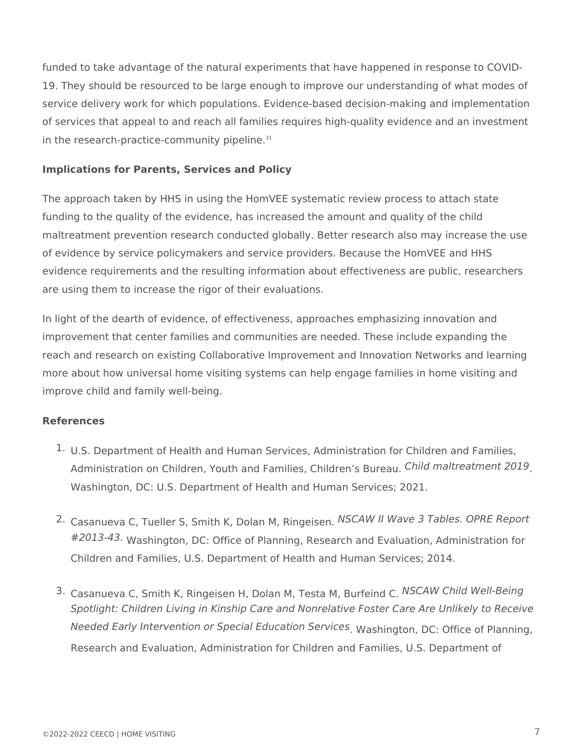funded to take advantage of the natural experiments that have happened in response to COVID-19. They should be resourced to be large enough to improve our understanding of what modes of service delivery work for which populations. Evidence-based decision-making and implementation of services that appeal to and reach all families requires high-quality evidence and an investment in the research-practice-community pipeline.[31]

**Implications for Parents, Services and Policy**

The approach taken by HHS in using the HomVEE systematic review process to attach state funding to the quality of the evidence, has increased the amount and quality of the child maltreatment prevention research conducted globally. Better research also may increase the use of evidence by service policymakers and service providers. Because the HomVEE and HHS evidence requirements and the resulting information about effectiveness are public, researchers are using them to increase the rigor of their evaluations.

In light of the dearth of evidence, of effectiveness, approaches emphasizing innovation and improvement that center families and communities are needed. These include expanding the reach and research on existing Collaborative Improvement and Innovation Networks and learning more about how universal home visiting systems can help engage families in home visiting and improve child and family well-being.

**References**

1. U.S. Department of Health and Human Services, Administration for Children and Families, Administration on Children, Youth and Families, Children's Bureau. *Child maltreatment 2019*. Washington, DC: U.S. Department of Health and Human Services; 2021.

2. Casanueva C, Tueller S, Smith K, Dolan M, Ringeisen. *NSCAW II Wave 3 Tables. OPRE Report #2013-43.* Washington, DC: Office of Planning, Research and Evaluation, Administration for Children and Families, U.S. Department of Health and Human Services; 2014.

3. Casanueva C, Smith K, Ringeisen H, Dolan M, Testa M, Burfeind C. *NSCAW Child Well-Being Spotlight: Children Living in Kinship Care and Nonrelative Foster Care Are Unlikely to Receive Needed Early Intervention or Special Education Services*. Washington, DC: Office of Planning, Research and Evaluation, Administration for Children and Families, U.S. Department of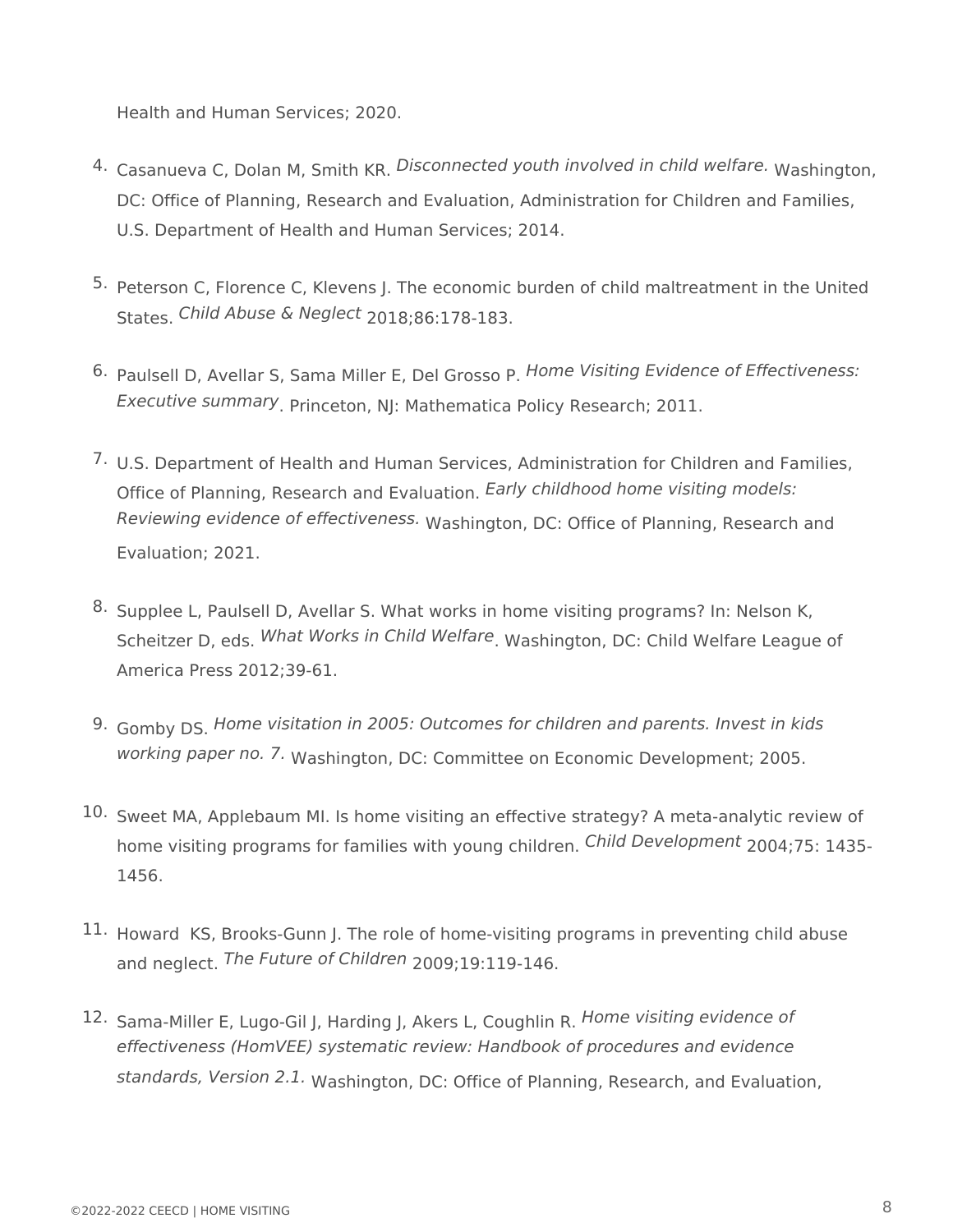Health and Human Services; 2020.

4. Casanueva C, Dolan M, Smith KR. *Disconnected youth involved in child welfare.* Washington, DC: Office of Planning, Research and Evaluation, Administration for Children and Families, U.S. Department of Health and Human Services; 2014.

5. Peterson C, Florence C, Klevens J. The economic burden of child maltreatment in the United States. *Child Abuse & Neglect* 2018;86:178-183.

6. Paulsell D, Avellar S, Sama Miller E, Del Grosso P. *Home Visiting Evidence of Effectiveness: Executive summary*. Princeton, NJ: Mathematica Policy Research; 2011.

7. U.S. Department of Health and Human Services, Administration for Children and Families, Office of Planning, Research and Evaluation. *Early childhood home visiting models: Reviewing evidence of effectiveness.* Washington, DC: Office of Planning, Research and Evaluation; 2021.

8. Supplee L, Paulsell D, Avellar S. What works in home visiting programs? In: Nelson K, Scheitzer D, eds. *What Works in Child Welfare*. Washington, DC: Child Welfare League of America Press 2012;39-61.

9. Gomby DS. *Home visitation in 2005: Outcomes for children and parents. Invest in kids working paper no. 7.* Washington, DC: Committee on Economic Development; 2005.

10. Sweet MA, Applebaum MI. Is home visiting an effective strategy? A meta-analytic review of home visiting programs for families with young children. *Child Development* 2004;75: 1435-1456.

11. Howard KS, Brooks-Gunn J. The role of home-visiting programs in preventing child abuse and neglect. *The Future of Children* 2009;19:119-146.

12. Sama-Miller E, Lugo-Gil J, Harding J, Akers L, Coughlin R. *Home visiting evidence of effectiveness (HomVEE) systematic review: Handbook of procedures and evidence standards, Version 2.1.* Washington, DC: Office of Planning, Research, and Evaluation,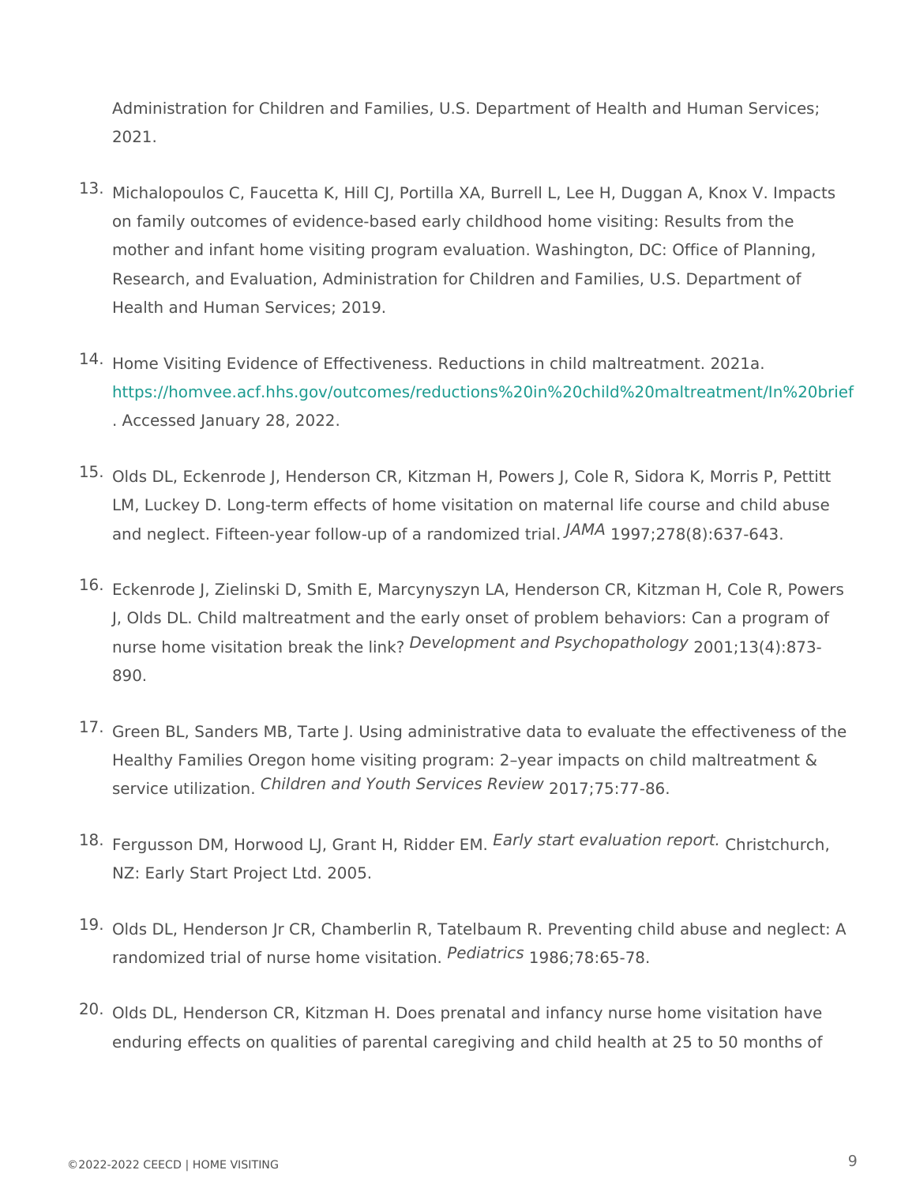Administration for Children and Families, U.S. Department of Health and Human Services; 2021.

13. Michalopoulos C, Faucetta K, Hill CJ, Portilla XA, Burrell L, Lee H, Duggan A, Knox V. Impacts on family outcomes of evidence-based early childhood home visiting: Results from the mother and infant home visiting program evaluation. Washington, DC: Office of Planning, Research, and Evaluation, Administration for Children and Families, U.S. Department of Health and Human Services; 2019.

14. Home Visiting Evidence of Effectiveness. Reductions in child maltreatment. 2021a. https://homvee.acf.hhs.gov/outcomes/reductions%20in%20child%20maltreatment/In%20brief. Accessed January 28, 2022.

15. Olds DL, Eckenrode J, Henderson CR, Kitzman H, Powers J, Cole R, Sidora K, Morris P, Pettitt LM, Luckey D. Long-term effects of home visitation on maternal life course and child abuse and neglect. Fifteen-year follow-up of a randomized trial. *JAMA* 1997;278(8):637-643.

16. Eckenrode J, Zielinski D, Smith E, Marcynyszyn LA, Henderson CR, Kitzman H, Cole R, Powers J, Olds DL. Child maltreatment and the early onset of problem behaviors: Can a program of nurse home visitation break the link? *Development and Psychopathology* 2001;13(4):873-890.

17. Green BL, Sanders MB, Tarte J. Using administrative data to evaluate the effectiveness of the Healthy Families Oregon home visiting program: 2–year impacts on child maltreatment & service utilization. *Children and Youth Services Review* 2017;75:77-86.

18. Fergusson DM, Horwood LJ, Grant H, Ridder EM. *Early start evaluation report.* Christchurch, NZ: Early Start Project Ltd. 2005.

19. Olds DL, Henderson Jr CR, Chamberlin R, Tatelbaum R. Preventing child abuse and neglect: A randomized trial of nurse home visitation. *Pediatrics* 1986;78:65-78.

20. Olds DL, Henderson CR, Kitzman H. Does prenatal and infancy nurse home visitation have enduring effects on qualities of parental caregiving and child health at 25 to 50 months of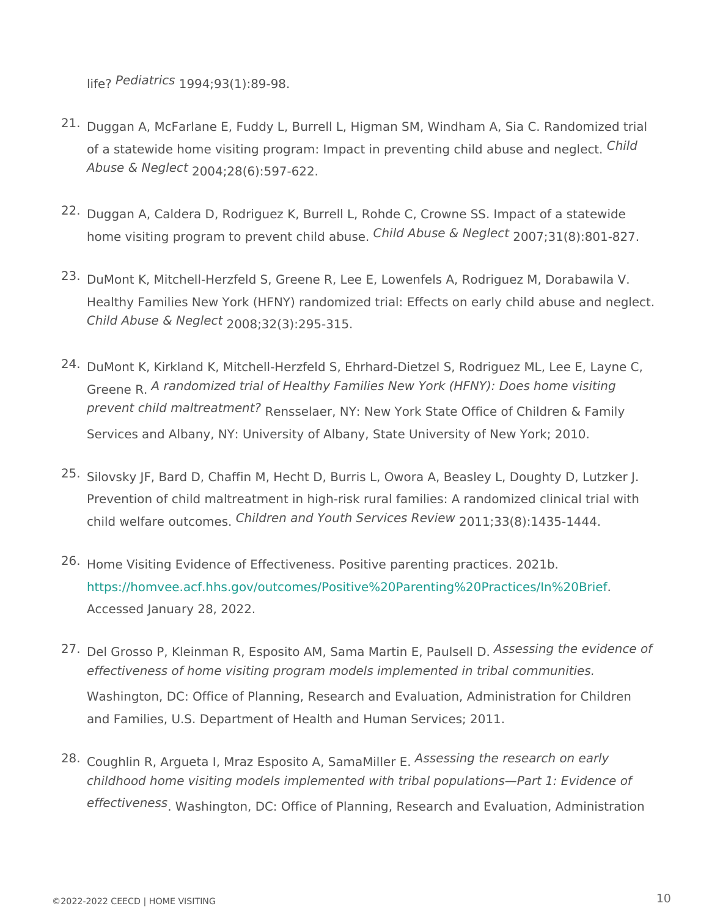life? *Pediatrics* 1994;93(1):89-98.

21. Duggan A, McFarlane E, Fuddy L, Burrell L, Higman SM, Windham A, Sia C. Randomized trial of a statewide home visiting program: Impact in preventing child abuse and neglect. *Child Abuse & Neglect* 2004;28(6):597-622.

22. Duggan A, Caldera D, Rodriguez K, Burrell L, Rohde C, Crowne SS. Impact of a statewide home visiting program to prevent child abuse. *Child Abuse & Neglect* 2007;31(8):801-827.

23. DuMont K, Mitchell-Herzfeld S, Greene R, Lee E, Lowenfels A, Rodriguez M, Dorabawila V. Healthy Families New York (HFNY) randomized trial: Effects on early child abuse and neglect. *Child Abuse & Neglect* 2008;32(3):295-315.

24. DuMont K, Kirkland K, Mitchell-Herzfeld S, Ehrhard-Dietzel S, Rodriguez ML, Lee E, Layne C, Greene R. *A randomized trial of Healthy Families New York (HFNY): Does home visiting prevent child maltreatment?* Rensselaer, NY: New York State Office of Children & Family Services and Albany, NY: University of Albany, State University of New York; 2010.

25. Silovsky JF, Bard D, Chaffin M, Hecht D, Burris L, Owora A, Beasley L, Doughty D, Lutzker J. Prevention of child maltreatment in high-risk rural families: A randomized clinical trial with child welfare outcomes. *Children and Youth Services Review* 2011;33(8):1435-1444.

26. Home Visiting Evidence of Effectiveness. Positive parenting practices. 2021b. https://homvee.acf.hhs.gov/outcomes/Positive%20Parenting%20Practices/In%20Brief. Accessed January 28, 2022.

27. Del Grosso P, Kleinman R, Esposito AM, Sama Martin E, Paulsell D. *Assessing the evidence of effectiveness of home visiting program models implemented in tribal communities.* Washington, DC: Office of Planning, Research and Evaluation, Administration for Children and Families, U.S. Department of Health and Human Services; 2011.

28. Coughlin R, Argueta I, Mraz Esposito A, SamaMiller E. *Assessing the research on early childhood home visiting models implemented with tribal populations—Part 1: Evidence of effectiveness*. Washington, DC: Office of Planning, Research and Evaluation, Administration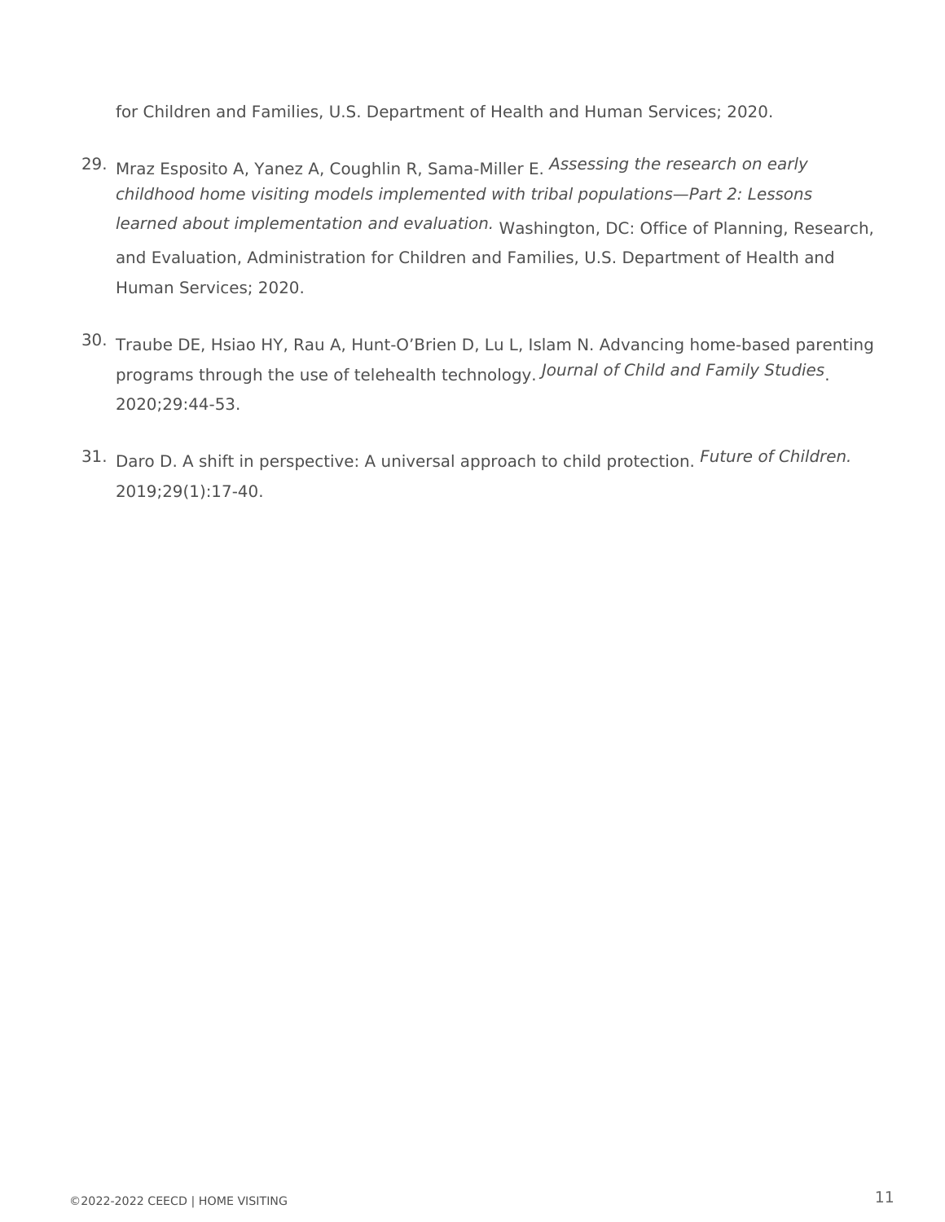for Children and Families, U.S. Department of Health and Human Services; 2020.

29. Mraz Esposito A, Yanez A, Coughlin R, Sama-Miller E. *Assessing the research on early childhood home visiting models implemented with tribal populations—Part 2: Lessons learned about implementation and evaluation.* Washington, DC: Office of Planning, Research, and Evaluation, Administration for Children and Families, U.S. Department of Health and Human Services; 2020.

30. Traube DE, Hsiao HY, Rau A, Hunt-O'Brien D, Lu L, Islam N. Advancing home-based parenting programs through the use of telehealth technology. *Journal of Child and Family Studies*. 2020;29:44-53.

31. Daro D. A shift in perspective: A universal approach to child protection. *Future of Children.* 2019;29(1):17-40.